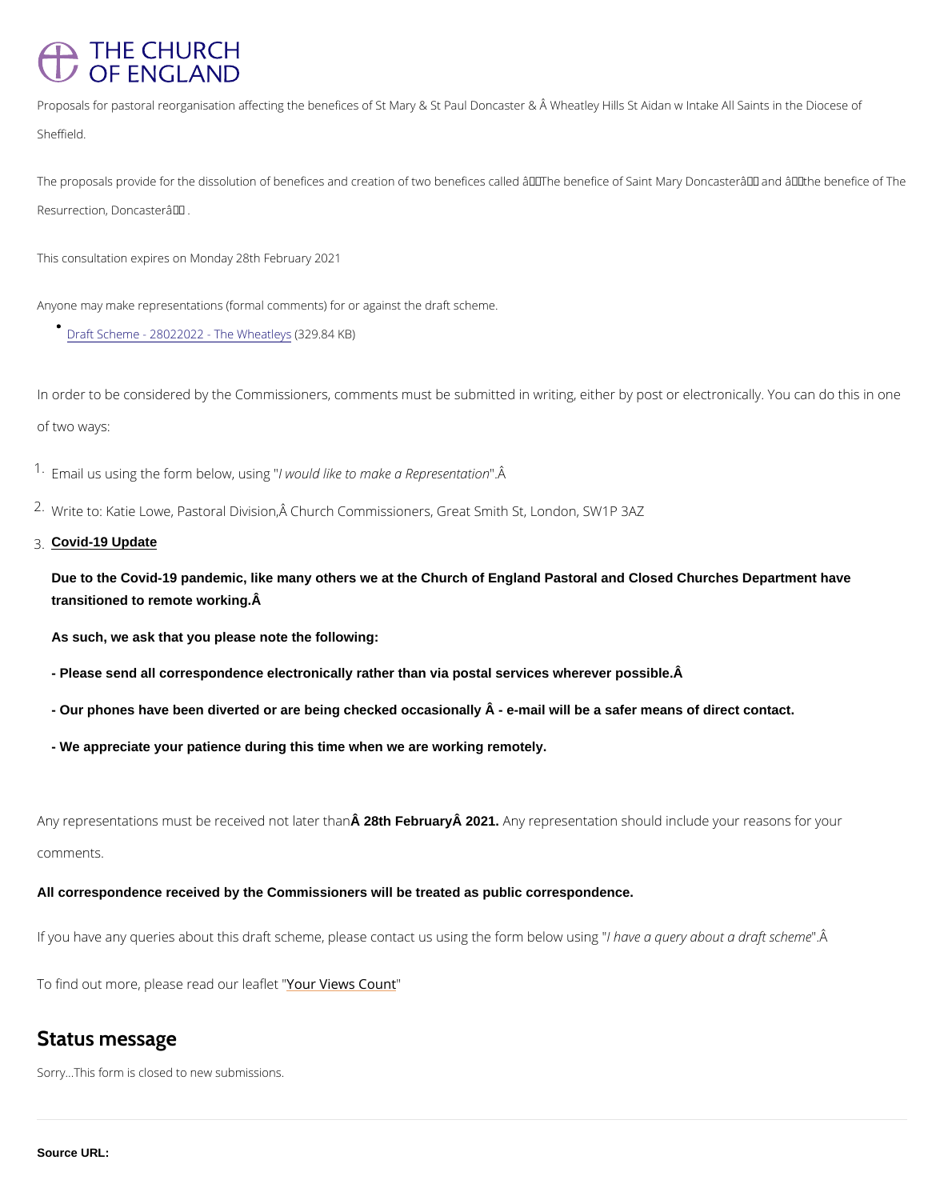THE CHURCH OF ENGLAND

Proposals for pastoral reorganisation affecting the benefices of St Mary & St Paul Doncaster & Â Wheatley Hills St Aidan w Intake All Saints in the Diocese of Sheffield.

The proposals provide for the dissolution of benefices and creation of two benefices called â The benefice of Saint Mary Doncasterâ and â the benefice of The Resurrection, Doncasterâ .

This consultation expires on Monday 28th February 2021

Anyone may make representations (formal comments) for or against the draft scheme.

- Draft Scheme - 28022022 - The Wheatleys (329.84 KB)

In order to be considered by the Commissioners, comments must be submitted in writing, either by post or electronically. You can do this in one of two ways:

1. Email us using the form below, using "*I would like to make a Representation*".Â
2. Write to: Katie Lowe, Pastoral Division,Â Church Commissioners, Great Smith St, London, SW1P 3AZ
3. **Covid-19 Update**

   **Due to the Covid-19 pandemic, like many others we at the Church of England Pastoral and Closed Churches Department have transitioned to remote working.Â**

   **As such, we ask that you please note the following:**

   **- Please send all correspondence electronically rather than via postal services wherever possible.Â**

   **- Our phones have been diverted or are being checked occasionally Â - e-mail will be a safer means of direct contact.**

   **- We appreciate your patience during this time when we are working remotely.**

Any representations must be received not later than **Â 28th FebruaryÂ 2021.** Any representation should include your reasons for your comments.

**All correspondence received by the Commissioners will be treated as public correspondence.**

If you have any queries about this draft scheme, please contact us using the form below using "*I have a query about a draft scheme*".Â

To find out more, please read our leaflet "Your Views Count"

## Status message

Sorry...This form is closed to new submissions.

**Source URL:**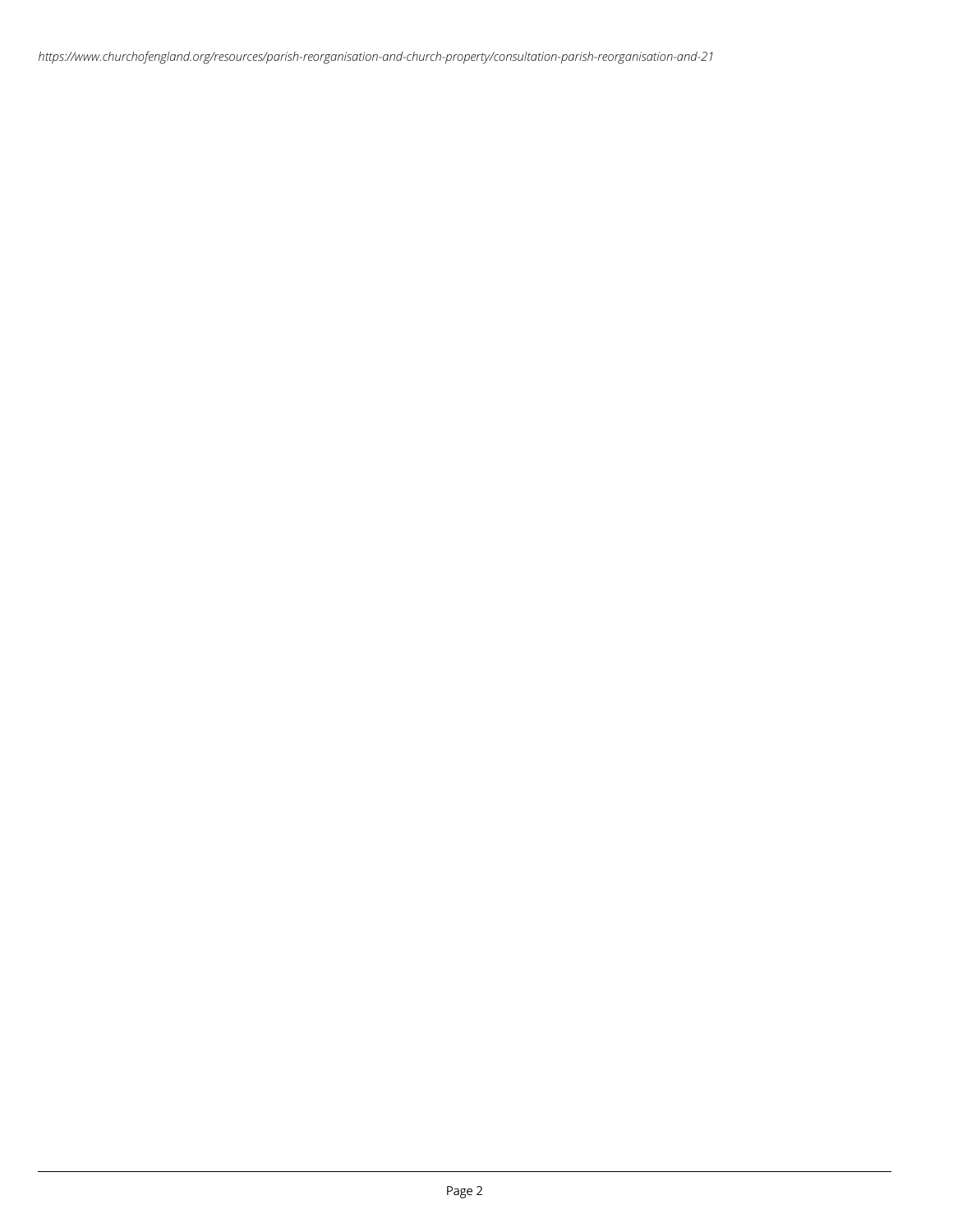*https://www.churchofengland.org/resources/parish-reorganisation-and-church-property/consultation-parish-reorganisation-and-21*